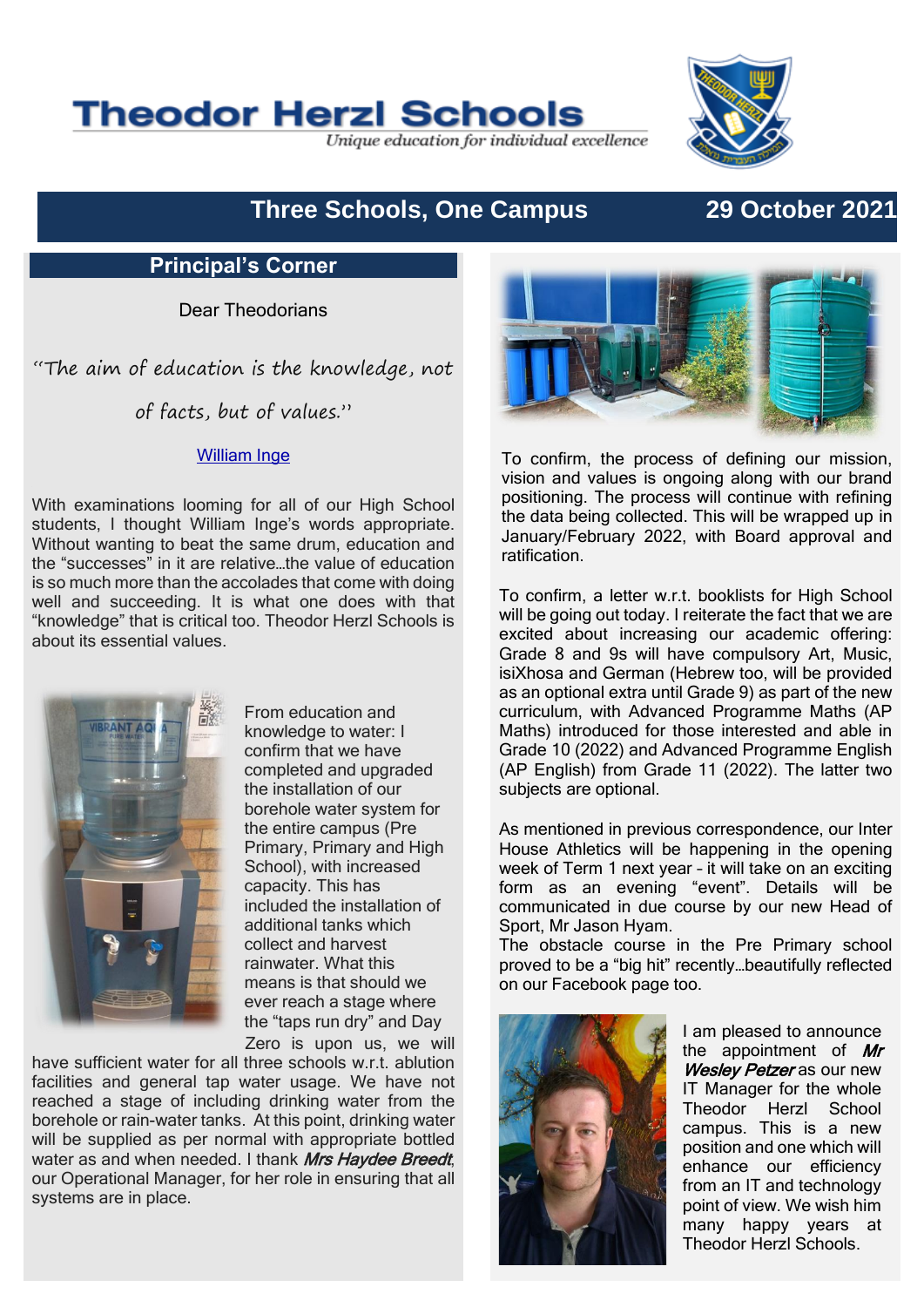# Theodor Herzl Schools

*Unique education for individual excellence*

## Three Schools, One Campus — 29 October 2021

### Principal's Corner

Dear Theodorians

*"The aim of education is the knowledge, not of facts, but of values."*

William Inge

With examinations looming for all of our High School students, I thought William Inge's words appropriate. Without wanting to beat the same drum, education and the "successes" in it are relative…the value of education is so much more than the accolades that come with doing well and succeeding. It is what one does with that "knowledge" that is critical too. Theodor Herzl Schools is about its essential values.

From education and knowledge to water: I confirm that we have completed and upgraded the installation of our borehole water system for the entire campus (Pre Primary, Primary and High School), with increased capacity. This has included the installation of additional tanks which collect and harvest rainwater. What this means is that should we ever reach a stage where the "taps run dry" and Day Zero is upon us, we will have sufficient water for all three schools w.r.t. ablution facilities and general tap water usage. We have not reached a stage of including drinking water from the borehole or rain-water tanks. At this point, drinking water will be supplied as per normal with appropriate bottled water as and when needed. I thank ***Mrs Haydee Breedt***, our Operational Manager, for her role in ensuring that all systems are in place.

To confirm, the process of defining our mission, vision and values is ongoing along with our brand positioning. The process will continue with refining the data being collected. This will be wrapped up in January/February 2022, with Board approval and ratification.

To confirm, a letter w.r.t. booklists for High School will be going out today. I reiterate the fact that we are excited about increasing our academic offering: Grade 8 and 9s will have compulsory Art, Music, isiXhosa and German (Hebrew too, will be provided as an optional extra until Grade 9) as part of the new curriculum, with Advanced Programme Maths (AP Maths) introduced for those interested and able in Grade 10 (2022) and Advanced Programme English (AP English) from Grade 11 (2022). The latter two subjects are optional.

As mentioned in previous correspondence, our Inter House Athletics will be happening in the opening week of Term 1 next year – it will take on an exciting form as an evening "event". Details will be communicated in due course by our new Head of Sport, Mr Jason Hyam.

The obstacle course in the Pre Primary school proved to be a "big hit" recently…beautifully reflected on our Facebook page too.

I am pleased to announce the appointment of ***Mr Wesley Petzer*** as our new IT Manager for the whole Theodor Herzl School campus. This is a new position and one which will enhance our efficiency from an IT and technology point of view. We wish him many happy years at Theodor Herzl Schools.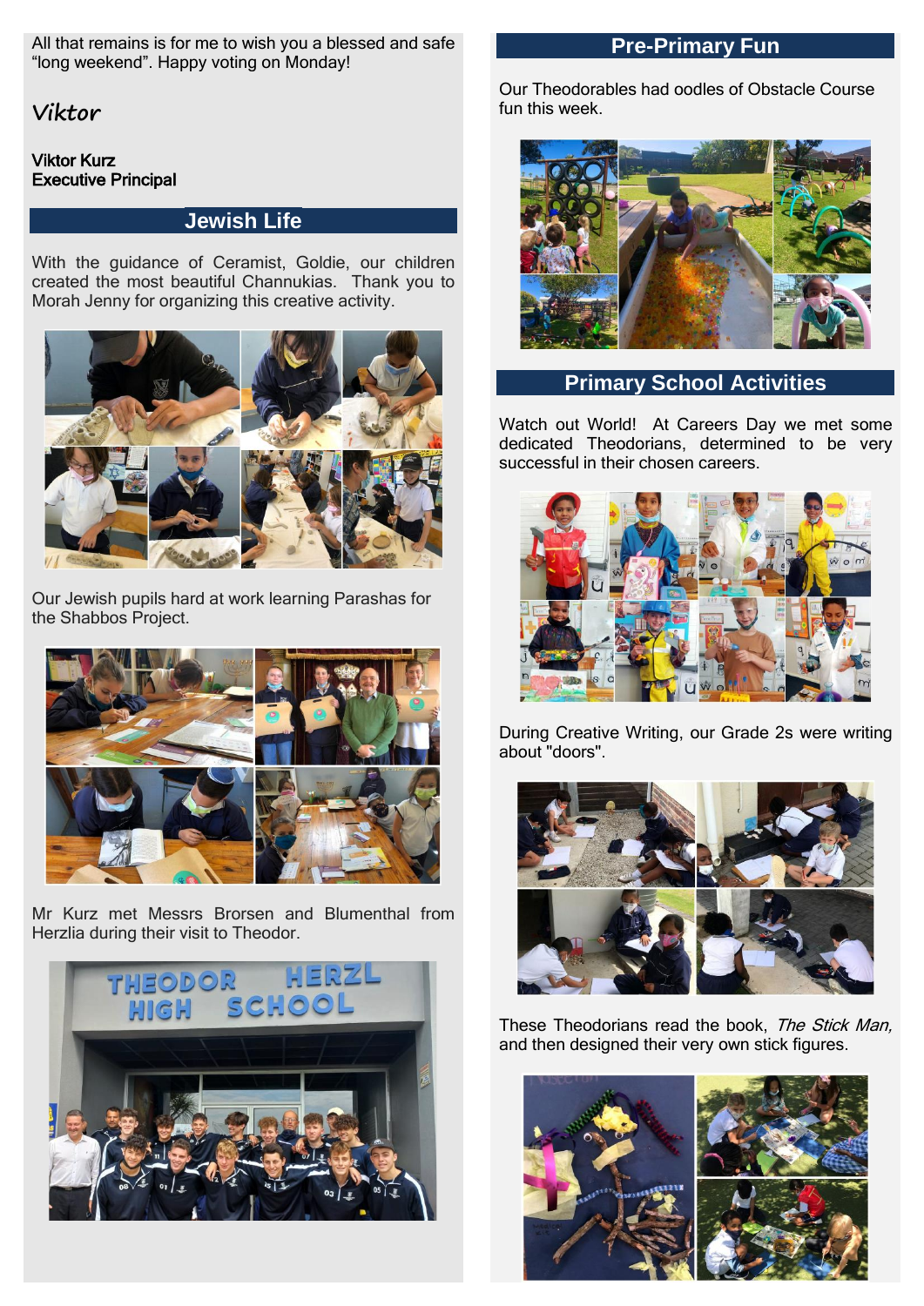All that remains is for me to wish you a blessed and safe “long weekend”. Happy voting on Monday!

*Viktor*

**Viktor Kurz**
**Executive Principal**

## Jewish Life

With the guidance of Ceramist, Goldie, our children created the most beautiful Channukias. Thank you to Morah Jenny for organizing this creative activity.

Our Jewish pupils hard at work learning Parashas for the Shabbos Project.

Mr Kurz met Messrs Brorsen and Blumenthal from Herzlia during their visit to Theodor.

## Pre-Primary Fun

Our Theodorables had oodles of Obstacle Course fun this week.

## Primary School Activities

Watch out World! At Careers Day we met some dedicated Theodorians, determined to be very successful in their chosen careers.

During Creative Writing, our Grade 2s were writing about "doors".

These Theodorians read the book, *The Stick Man,* and then designed their very own stick figures.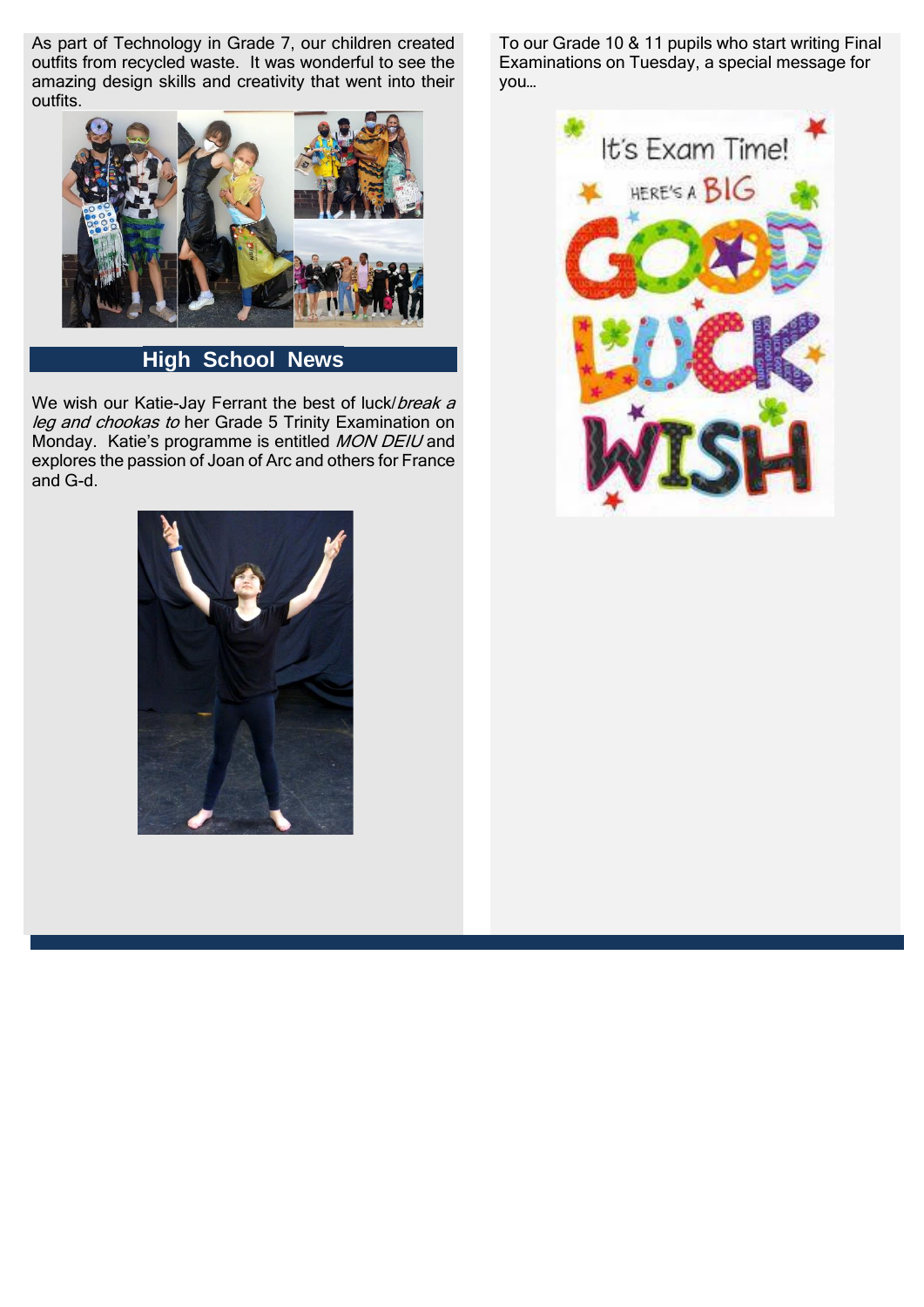As part of Technology in Grade 7, our children created outfits from recycled waste. It was wonderful to see the amazing design skills and creativity that went into their outfits.

## High School News

We wish our Katie-Jay Ferrant the best of luck/*break a leg and chookas to* her Grade 5 Trinity Examination on Monday. Katie's programme is entitled *MON DEIU* and explores the passion of Joan of Arc and others for France and G-d.

To our Grade 10 & 11 pupils who start writing Final Examinations on Tuesday, a special message for you…